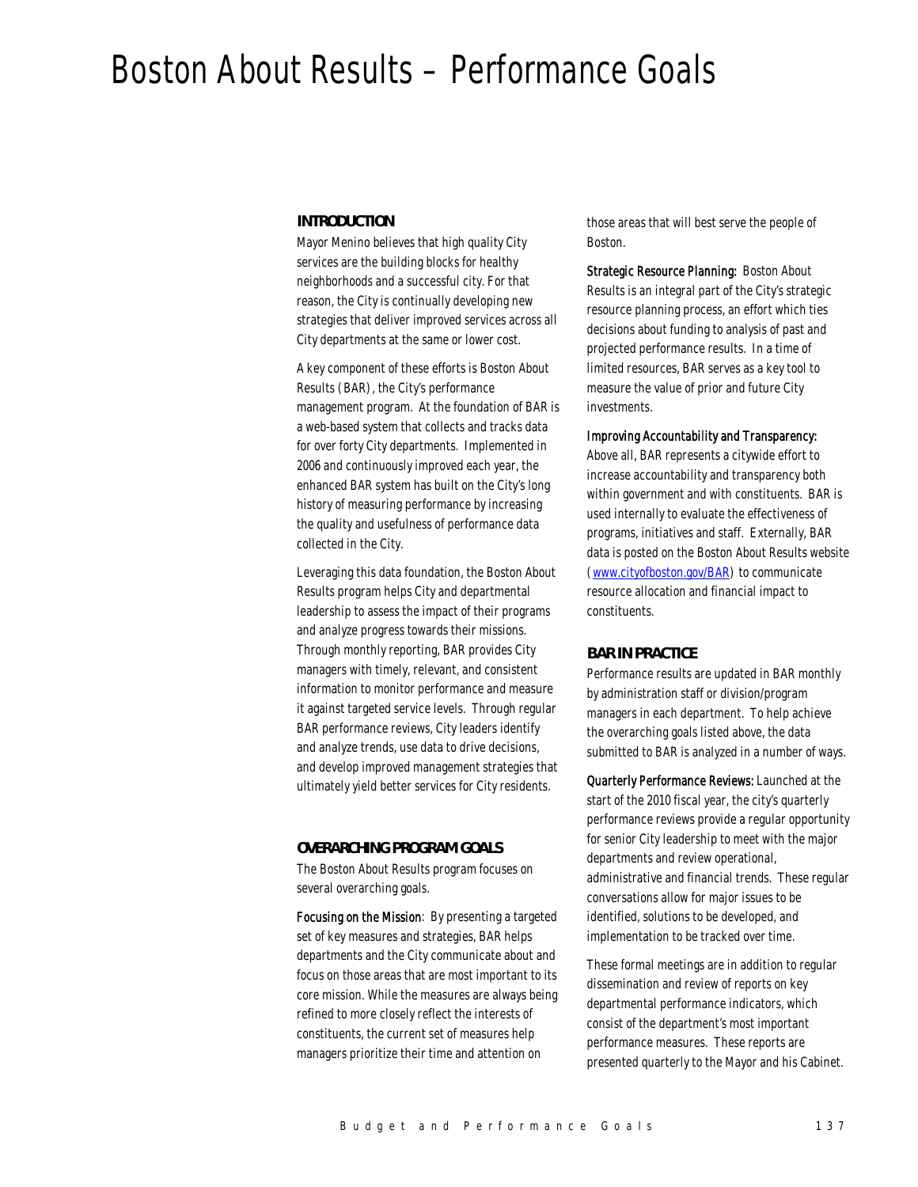# Boston About Results – Performance Goals

## INTRODUCTION

Mayor Menino believes that high quality City services are the building blocks for healthy neighborhoods and a successful city. For that reason, the City is continually developing new strategies that deliver improved services across all City departments at the same or lower cost.

A key component of these efforts is Boston About Results (BAR), the City's performance management program. At the foundation of BAR is a web-based system that collects and tracks data for over forty City departments. Implemented in 2006 and continuously improved each year, the enhanced BAR system has built on the City's long history of measuring performance by increasing the quality and usefulness of performance data collected in the City.

Leveraging this data foundation, the Boston About Results program helps City and departmental leadership to assess the impact of their programs and analyze progress towards their missions. Through monthly reporting, BAR provides City managers with timely, relevant, and consistent information to monitor performance and measure it against targeted service levels. Through regular BAR performance reviews, City leaders identify and analyze trends, use data to drive decisions, and develop improved management strategies that ultimately yield better services for City residents.

## OVERARCHING PROGRAM GOALS

The Boston About Results program focuses on several overarching goals.

Focusing on the Mission: By presenting a targeted set of key measures and strategies, BAR helps departments and the City communicate about and focus on those areas that are most important to its core mission. While the measures are always being refined to more closely reflect the interests of constituents, the current set of measures help managers prioritize their time and attention on those areas that will best serve the people of Boston.

Strategic Resource Planning: Boston About Results is an integral part of the City's strategic resource planning process, an effort which ties decisions about funding to analysis of past and projected performance results. In a time of limited resources, BAR serves as a key tool to measure the value of prior and future City investments.

Improving Accountability and Transparency: Above all, BAR represents a citywide effort to increase accountability and transparency both within government and with constituents. BAR is used internally to evaluate the effectiveness of programs, initiatives and staff. Externally, BAR data is posted on the Boston About Results website (www.cityofboston.gov/BAR) to communicate resource allocation and financial impact to constituents.

## BAR IN PRACTICE

Performance results are updated in BAR monthly by administration staff or division/program managers in each department. To help achieve the overarching goals listed above, the data submitted to BAR is analyzed in a number of ways.

Quarterly Performance Reviews: Launched at the start of the 2010 fiscal year, the city's quarterly performance reviews provide a regular opportunity for senior City leadership to meet with the major departments and review operational, administrative and financial trends. These regular conversations allow for major issues to be identified, solutions to be developed, and implementation to be tracked over time.

These formal meetings are in addition to regular dissemination and review of reports on key departmental performance indicators, which consist of the department's most important performance measures. These reports are presented quarterly to the Mayor and his Cabinet.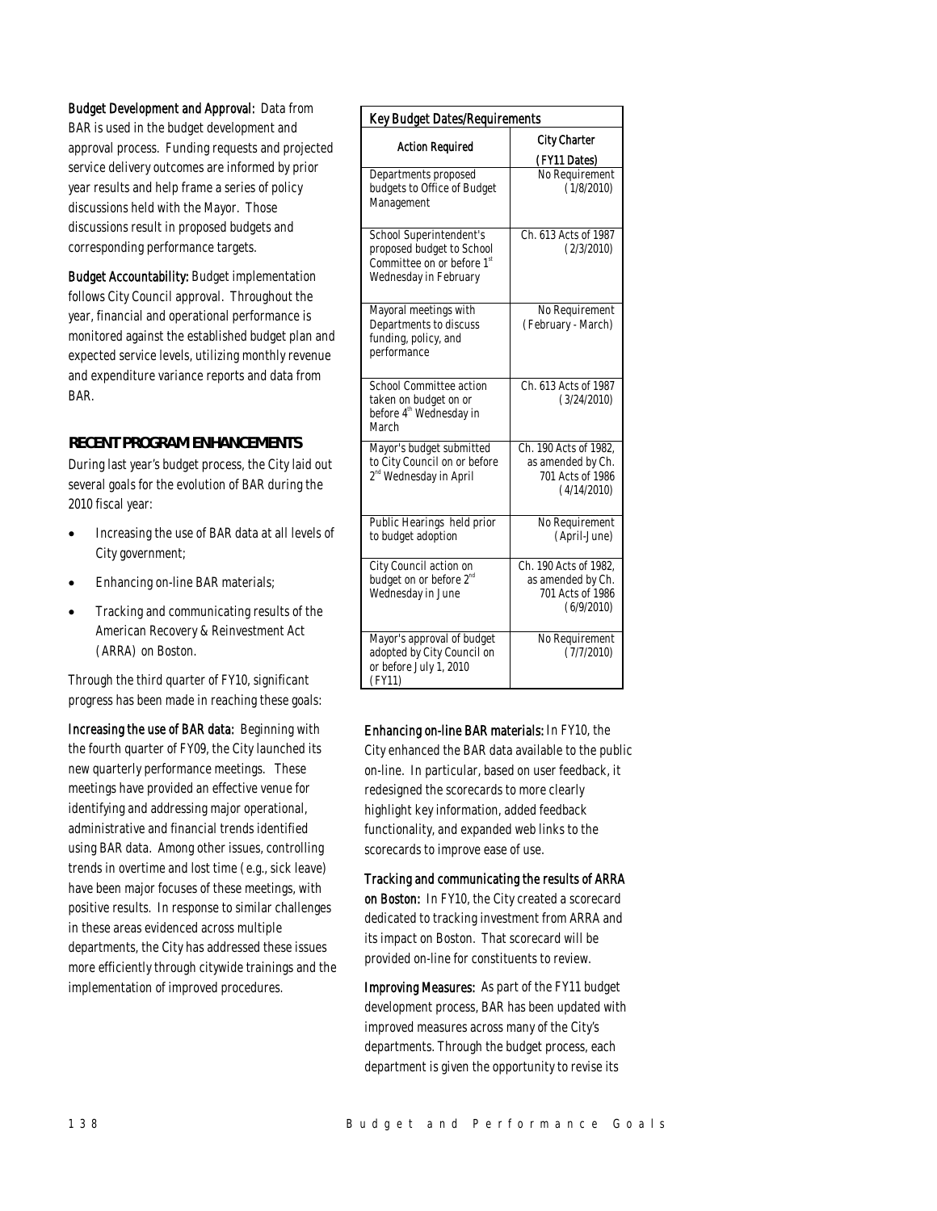**Budget Development and Approval:** Data from BAR is used in the budget development and approval process. Funding requests and projected service delivery outcomes are informed by prior year results and help frame a series of policy discussions held with the Mayor. Those discussions result in proposed budgets and corresponding performance targets.

**Budget Accountability:** Budget implementation follows City Council approval. Throughout the year, financial and operational performance is monitored against the established budget plan and expected service levels, utilizing monthly revenue and expenditure variance reports and data from BAR.

## RECENT PROGRAM ENHANCEMENTS

During last year's budget process, the City laid out several goals for the evolution of BAR during the 2010 fiscal year:

- Increasing the use of BAR data at all levels of City government;
- Enhancing on-line BAR materials;
- Tracking and communicating results of the American Recovery & Reinvestment Act (ARRA) on Boston.

Through the third quarter of FY10, significant progress has been made in reaching these goals:

**Increasing the use of BAR data:** Beginning with the fourth quarter of FY09, the City launched its new quarterly performance meetings. These meetings have provided an effective venue for identifying and addressing major operational, administrative and financial trends identified using BAR data. Among other issues, controlling trends in overtime and lost time (e.g., sick leave) have been major focuses of these meetings, with positive results. In response to similar challenges in these areas evidenced across multiple departments, the City has addressed these issues more efficiently through citywide trainings and the implementation of improved procedures.

| Key Budget Dates/Requirements | |
|---|---|
| **Action Required** | **City Charter (FY11 Dates)** |
| Departments proposed budgets to Office of Budget Management | No Requirement (1/8/2010) |
| School Superintendent's proposed budget to School Committee on or before 1st Wednesday in February | Ch. 613 Acts of 1987 (2/3/2010) |
| Mayoral meetings with Departments to discuss funding, policy, and performance | No Requirement (February - March) |
| School Committee action taken on budget on or before 4th Wednesday in March | Ch. 613 Acts of 1987 (3/24/2010) |
| Mayor's budget submitted to City Council on or before 2nd Wednesday in April | Ch. 190 Acts of 1982, as amended by Ch. 701 Acts of 1986 (4/14/2010) |
| Public Hearings held prior to budget adoption | No Requirement (April-June) |
| City Council action on budget on or before 2nd Wednesday in June | Ch. 190 Acts of 1982, as amended by Ch. 701 Acts of 1986 (6/9/2010) |
| Mayor's approval of budget adopted by City Council on or before July 1, 2010 (FY11) | No Requirement (7/7/2010) |

**Enhancing on-line BAR materials:** In FY10, the City enhanced the BAR data available to the public on-line. In particular, based on user feedback, it redesigned the scorecards to more clearly highlight key information, added feedback functionality, and expanded web links to the scorecards to improve ease of use.

**Tracking and communicating the results of ARRA on Boston:** In FY10, the City created a scorecard dedicated to tracking investment from ARRA and its impact on Boston. That scorecard will be provided on-line for constituents to review.

**Improving Measures:** As part of the FY11 budget development process, BAR has been updated with improved measures across many of the City's departments. Through the budget process, each department is given the opportunity to revise its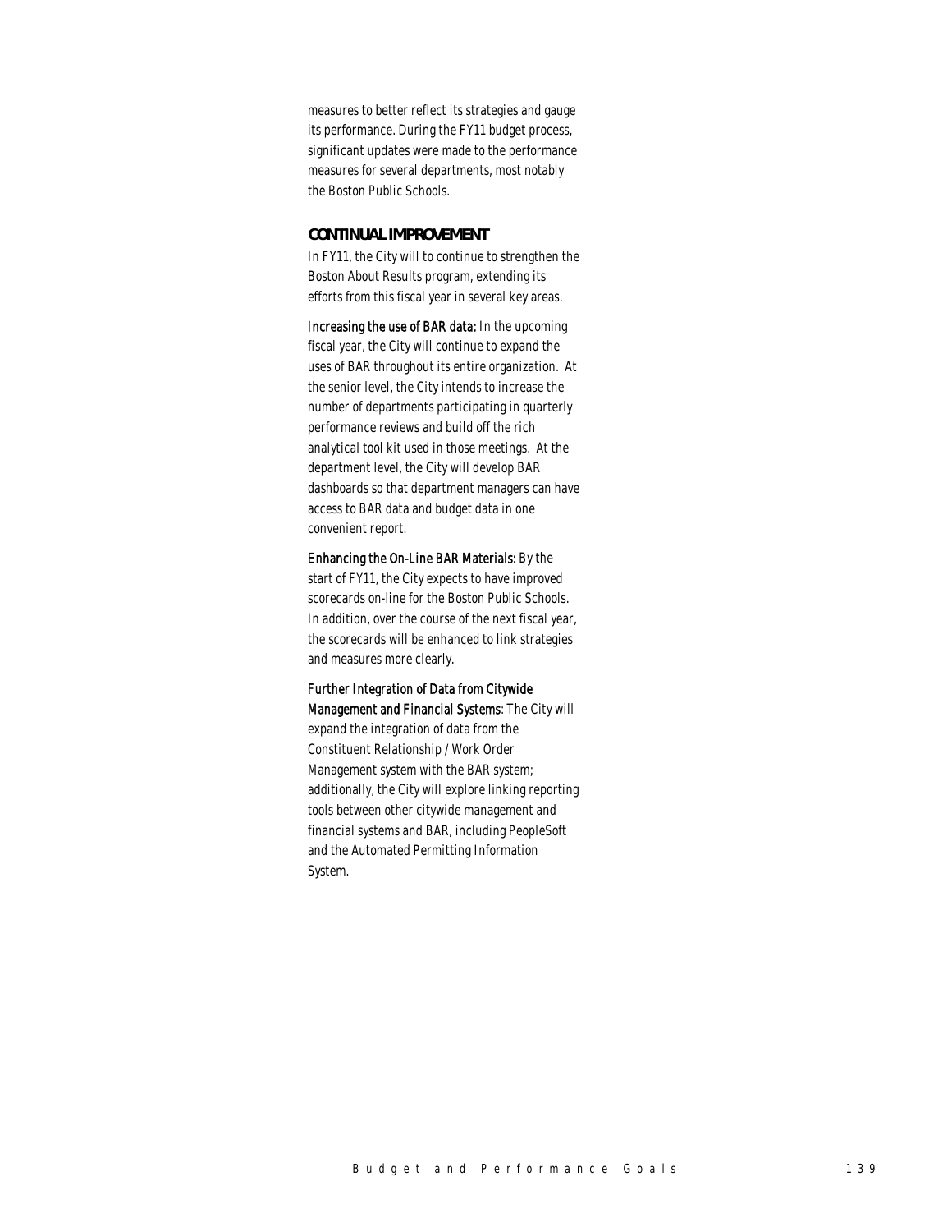measures to better reflect its strategies and gauge its performance. During the FY11 budget process, significant updates were made to the performance measures for several departments, most notably the Boston Public Schools.

## CONTINUAL IMPROVEMENT

In FY11, the City will to continue to strengthen the Boston About Results program, extending its efforts from this fiscal year in several key areas.

Increasing the use of BAR data: In the upcoming fiscal year, the City will continue to expand the uses of BAR throughout its entire organization. At the senior level, the City intends to increase the number of departments participating in quarterly performance reviews and build off the rich analytical tool kit used in those meetings. At the department level, the City will develop BAR dashboards so that department managers can have access to BAR data and budget data in one convenient report.

Enhancing the On-Line BAR Materials: By the start of FY11, the City expects to have improved scorecards on-line for the Boston Public Schools. In addition, over the course of the next fiscal year, the scorecards will be enhanced to link strategies and measures more clearly.

Further Integration of Data from Citywide Management and Financial Systems: The City will expand the integration of data from the Constituent Relationship / Work Order Management system with the BAR system; additionally, the City will explore linking reporting tools between other citywide management and financial systems and BAR, including PeopleSoft and the Automated Permitting Information System.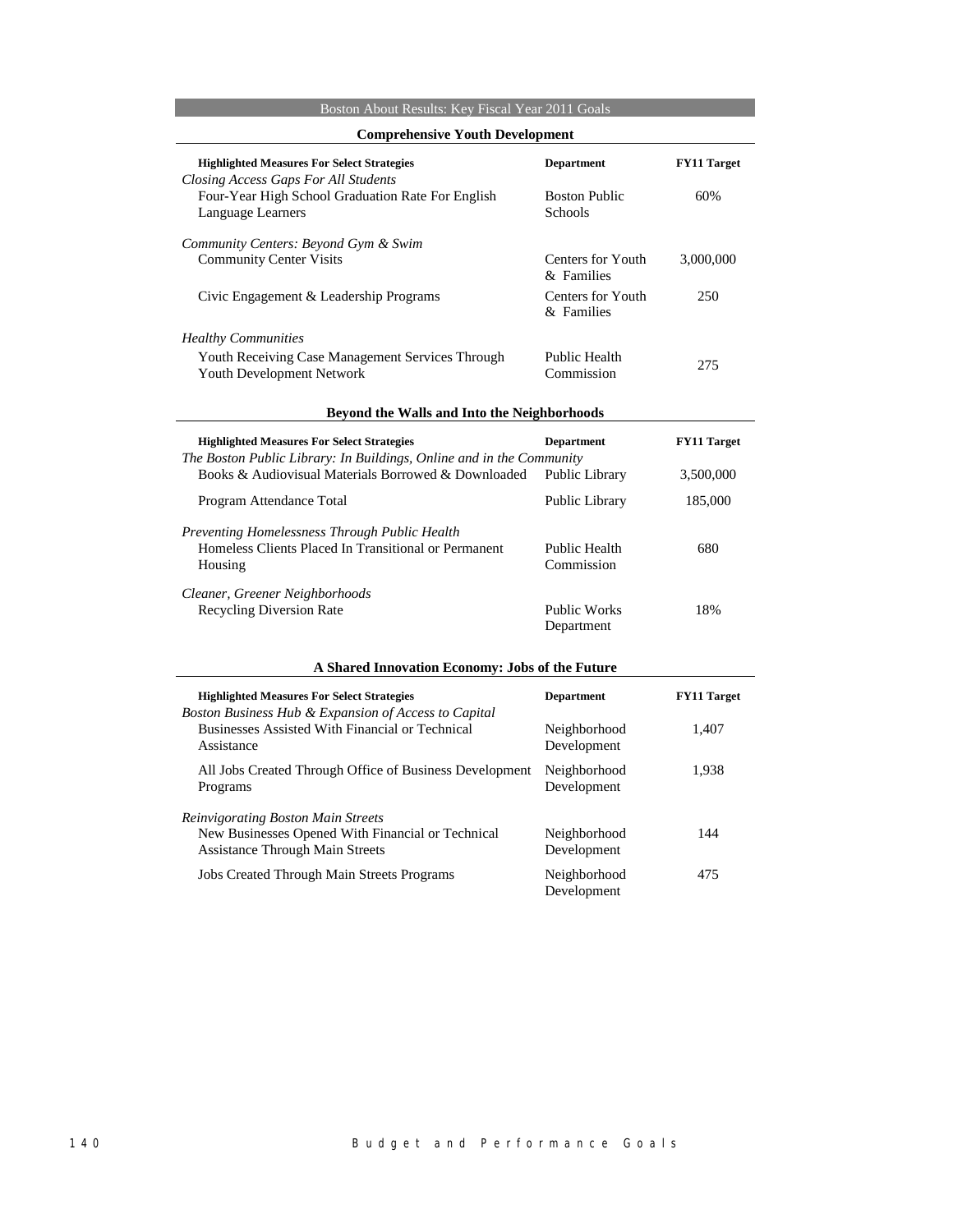## Boston About Results: Key Fiscal Year 2011 Goals

### Comprehensive Youth Development

| Highlighted Measures For Select Strategies | Department | FY11 Target |
|---|---|---|
| *Closing Access Gaps For All Students* | | |
| Four-Year High School Graduation Rate For English Language Learners | Boston Public Schools | 60% |
| *Community Centers: Beyond Gym & Swim* | | |
| Community Center Visits | Centers for Youth & Families | 3,000,000 |
| Civic Engagement & Leadership Programs | Centers for Youth & Families | 250 |
| *Healthy Communities* | | |
| Youth Receiving Case Management Services Through Youth Development Network | Public Health Commission | 275 |

### Beyond the Walls and Into the Neighborhoods

| Highlighted Measures For Select Strategies | Department | FY11 Target |
|---|---|---|
| *The Boston Public Library: In Buildings, Online and in the Community* | | |
| Books & Audiovisual Materials Borrowed & Downloaded | Public Library | 3,500,000 |
| Program Attendance Total | Public Library | 185,000 |
| *Preventing Homelessness Through Public Health* | | |
| Homeless Clients Placed In Transitional or Permanent Housing | Public Health Commission | 680 |
| *Cleaner, Greener Neighborhoods* | | |
| Recycling Diversion Rate | Public Works Department | 18% |

### A Shared Innovation Economy: Jobs of the Future

| Highlighted Measures For Select Strategies | Department | FY11 Target |
|---|---|---|
| *Boston Business Hub & Expansion of Access to Capital* | | |
| Businesses Assisted With Financial or Technical Assistance | Neighborhood Development | 1,407 |
| All Jobs Created Through Office of Business Development Programs | Neighborhood Development | 1,938 |
| *Reinvigorating Boston Main Streets* | | |
| New Businesses Opened With Financial or Technical Assistance Through Main Streets | Neighborhood Development | 144 |
| Jobs Created Through Main Streets Programs | Neighborhood Development | 475 |